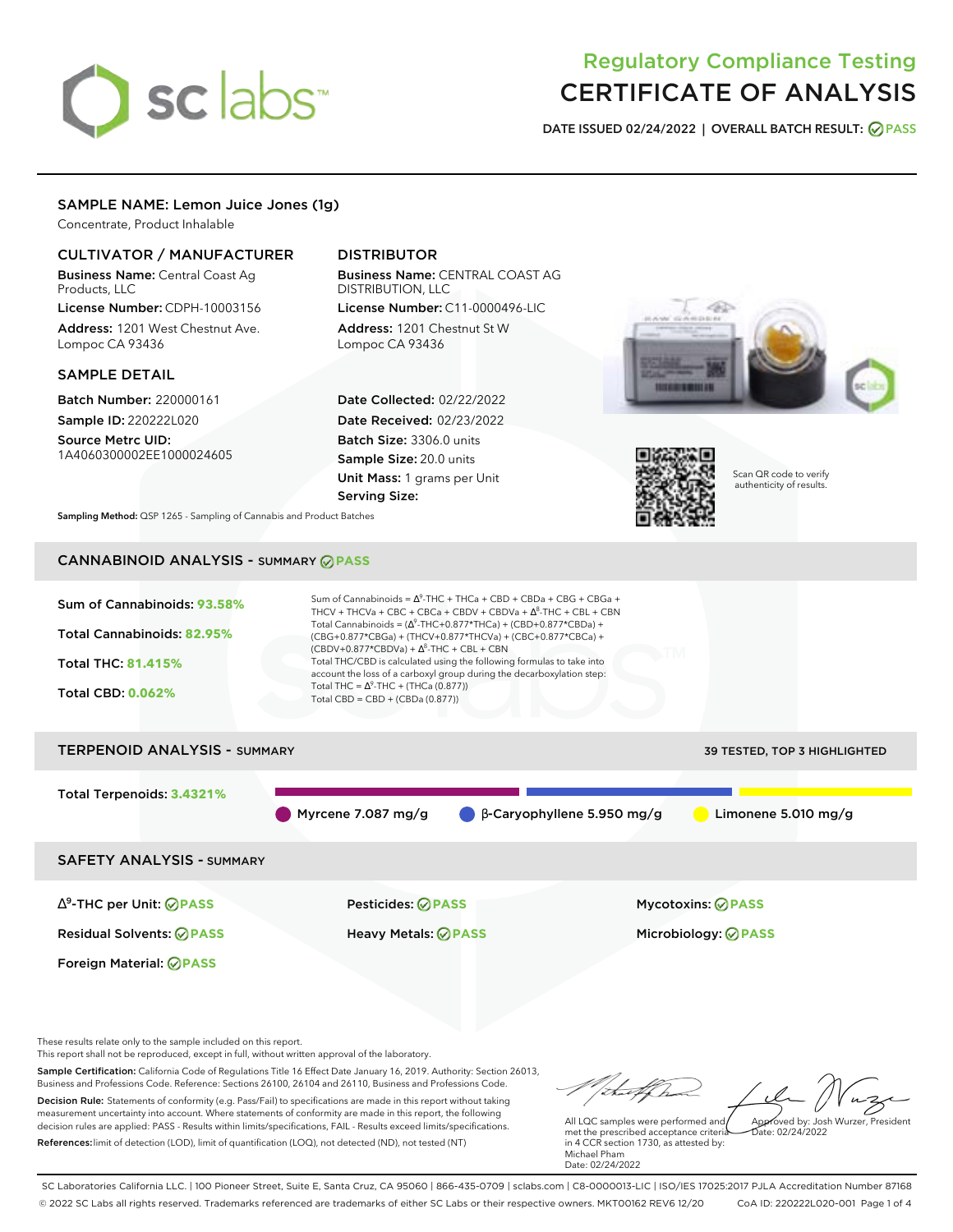# Regulatory Compliance Testing
# CERTIFICATE OF ANALYSIS

**DATE ISSUED 02/24/2022 | OVERALL BATCH RESULT: PASS**

## SAMPLE NAME: Lemon Juice Jones (1g)

Concentrate, Product Inhalable

### CULTIVATOR / MANUFACTURER

**Business Name:** Central Coast Ag Products, LLC

**License Number:** CDPH-10003156

**Address:** 1201 West Chestnut Ave. Lompoc CA 93436

### DISTRIBUTOR

**Business Name:** CENTRAL COAST AG DISTRIBUTION, LLC

**License Number:** C11-0000496-LIC

**Address:** 1201 Chestnut St W Lompoc CA 93436

### SAMPLE DETAIL

**Batch Number:** 220000161

**Sample ID:** 220222L020

**Source Metrc UID:** 1A4060300002EE1000024605

**Date Collected:** 02/22/2022

**Date Received:** 02/23/2022

**Batch Size:** 3306.0 units

**Sample Size:** 20.0 units

**Unit Mass:** 1 grams per Unit

**Serving Size:**

Scan QR code to verify authenticity of results.

**Sampling Method:** QSP 1265 - Sampling of Cannabis and Product Batches

## CANNABINOID ANALYSIS - SUMMARY PASS

**Sum of Cannabinoids: 93.58%**

**Total Cannabinoids: 82.95%**

**Total THC: 81.415%**

**Total CBD: 0.062%**

Sum of Cannabinoids = $\Delta^9$-THC + THCa + CBD + CBDa + CBG + CBGa + THCV + THCVa + CBC + CBCa + CBDV + CBDVa + $\Delta^8$-THC + CBL + CBN

Total Cannabinoids = ($\Delta^9$-THC+0.877\*THCa) + (CBD+0.877\*CBDa) + (CBG+0.877\*CBGa) + (THCV+0.877\*THCVa) + (CBC+0.877\*CBCa) + (CBDV+0.877\*CBDVa) + $\Delta^8$-THC + CBL + CBN

Total THC/CBD is calculated using the following formulas to take into account the loss of a carboxyl group during the decarboxylation step:

Total THC = $\Delta^9$-THC + (THCa (0.877))

Total CBD = CBD + (CBDa (0.877))

## TERPENOID ANALYSIS - SUMMARY

39 TESTED, TOP 3 HIGHLIGHTED

**Total Terpenoids: 3.4321%**

- Myrcene 7.087 mg/g
- β-Caryophyllene 5.950 mg/g
- Limonene 5.010 mg/g

## SAFETY ANALYSIS - SUMMARY

| | | |
|---|---|---|
| $\Delta^9$-THC per Unit: PASS | Pesticides: PASS | Mycotoxins: PASS |
| Residual Solvents: PASS | Heavy Metals: PASS | Microbiology: PASS |
| Foreign Material: PASS | | |

These results relate only to the sample included on this report.
This report shall not be reproduced, except in full, without written approval of the laboratory.

**Sample Certification:** California Code of Regulations Title 16 Effect Date January 16, 2019. Authority: Section 26013, Business and Professions Code. Reference: Sections 26100, 26104 and 26110, Business and Professions Code.

**Decision Rule:** Statements of conformity (e.g. Pass/Fail) to specifications are made in this report without taking measurement uncertainty into account. Where statements of conformity are made in this report, the following decision rules are applied: PASS - Results within limits/specifications, FAIL - Results exceed limits/specifications.

**References:** limit of detection (LOD), limit of quantification (LOQ), not detected (ND), not tested (NT)

All LQC samples were performed and met the prescribed acceptance criteria in 4 CCR section 1730, as attested by: Michael Pham
Date: 02/24/2022

Approved by: Josh Wurzer, President
Date: 02/24/2022

SC Laboratories California LLC. | 100 Pioneer Street, Suite E, Santa Cruz, CA 95060 | 866-435-0709 | sclabs.com | C8-0000013-LIC | ISO/IES 17025:2017 PJLA Accreditation Number 87168
© 2022 SC Labs all rights reserved. Trademarks referenced are trademarks of either SC Labs or their respective owners. MKT00162 REV6 12/20 CoA ID: 220222L020-001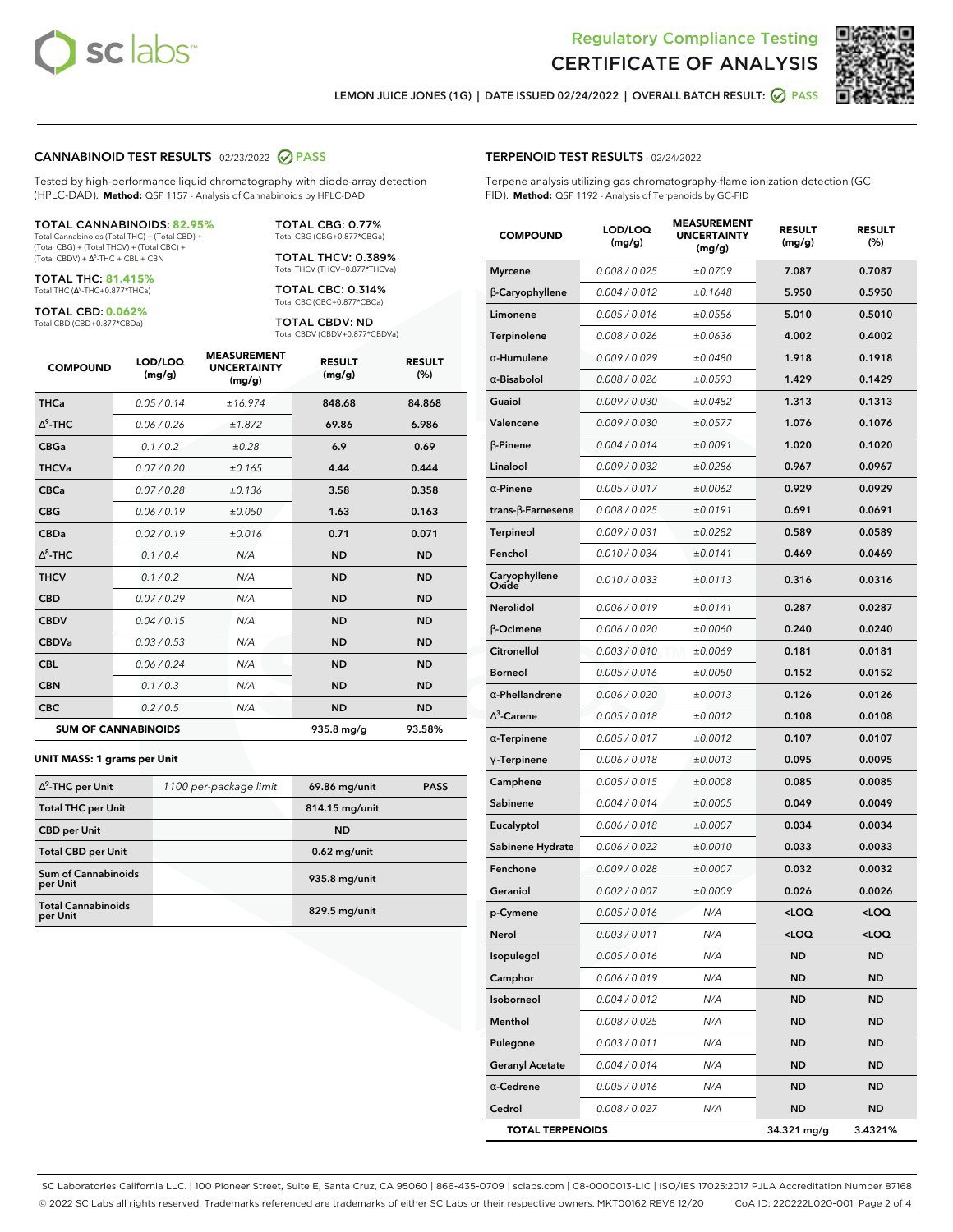# Regulatory Compliance Testing
# CERTIFICATE OF ANALYSIS

LEMON JUICE JONES (1G) | DATE ISSUED 02/24/2022 | OVERALL BATCH RESULT: PASS

## CANNABINOID TEST RESULTS - 02/23/2022 PASS

Tested by high-performance liquid chromatography with diode-array detection (HPLC-DAD). **Method:** QSP 1157 - Analysis of Cannabinoids by HPLC-DAD

**TOTAL CANNABINOIDS: 82.95%**
Total Cannabinoids (Total THC) + (Total CBD) + (Total CBG) + (Total THCV) + (Total CBC) + (Total CBDV) + $\Delta^8$-THC + CBL + CBN

**TOTAL THC: 81.415%**
Total THC ($\Delta^9$-THC+0.877*THCa)

**TOTAL CBD: 0.062%**
Total CBD (CBD+0.877*CBDa)

**TOTAL CBG: 0.77%**
Total CBG (CBG+0.877*CBGa)

**TOTAL THCV: 0.389%**
Total THCV (THCV+0.877*THCVa)

**TOTAL CBC: 0.314%**
Total CBC (CBC+0.877*CBCa)

**TOTAL CBDV: ND**
Total CBDV (CBDV+0.877*CBDVa)

| COMPOUND | LOD/LOQ (mg/g) | MEASUREMENT UNCERTAINTY (mg/g) | RESULT (mg/g) | RESULT (%) |
|---|---|---|---|---|
| THCa | 0.05 / 0.14 | ±16.974 | 848.68 | 84.868 |
| $\Delta^9$-THC | 0.06 / 0.26 | ±1.872 | 69.86 | 6.986 |
| CBGa | 0.1 / 0.2 | ±0.28 | 6.9 | 0.69 |
| THCVa | 0.07 / 0.20 | ±0.165 | 4.44 | 0.444 |
| CBCa | 0.07 / 0.28 | ±0.136 | 3.58 | 0.358 |
| CBG | 0.06 / 0.19 | ±0.050 | 1.63 | 0.163 |
| CBDa | 0.02 / 0.19 | ±0.016 | 0.71 | 0.071 |
| $\Delta^8$-THC | 0.1 / 0.4 | N/A | ND | ND |
| THCV | 0.1 / 0.2 | N/A | ND | ND |
| CBD | 0.07 / 0.29 | N/A | ND | ND |
| CBDV | 0.04 / 0.15 | N/A | ND | ND |
| CBDVa | 0.03 / 0.53 | N/A | ND | ND |
| CBL | 0.06 / 0.24 | N/A | ND | ND |
| CBN | 0.1 / 0.3 | N/A | ND | ND |
| CBC | 0.2 / 0.5 | N/A | ND | ND |
| **SUM OF CANNABINOIDS** | | | 935.8 mg/g | 93.58% |

**UNIT MASS: 1 grams per Unit**

| | | | |
|---|---|---|---|
| $\Delta^9$-THC per Unit | 1100 per-package limit | 69.86 mg/unit | PASS |
| Total THC per Unit | | 814.15 mg/unit | |
| CBD per Unit | | ND | |
| Total CBD per Unit | | 0.62 mg/unit | |
| Sum of Cannabinoids per Unit | | 935.8 mg/unit | |
| Total Cannabinoids per Unit | | 829.5 mg/unit | |

## TERPENOID TEST RESULTS - 02/24/2022

Terpene analysis utilizing gas chromatography-flame ionization detection (GC-FID). **Method:** QSP 1192 - Analysis of Terpenoids by GC-FID

| COMPOUND | LOD/LOQ (mg/g) | MEASUREMENT UNCERTAINTY (mg/g) | RESULT (mg/g) | RESULT (%) |
|---|---|---|---|---|
| Myrcene | 0.008 / 0.025 | ±0.0709 | 7.087 | 0.7087 |
| β-Caryophyllene | 0.004 / 0.012 | ±0.1648 | 5.950 | 0.5950 |
| Limonene | 0.005 / 0.016 | ±0.0556 | 5.010 | 0.5010 |
| Terpinolene | 0.008 / 0.026 | ±0.0636 | 4.002 | 0.4002 |
| α-Humulene | 0.009 / 0.029 | ±0.0480 | 1.918 | 0.1918 |
| α-Bisabolol | 0.008 / 0.026 | ±0.0593 | 1.429 | 0.1429 |
| Guaiol | 0.009 / 0.030 | ±0.0482 | 1.313 | 0.1313 |
| Valencene | 0.009 / 0.030 | ±0.0577 | 1.076 | 0.1076 |
| β-Pinene | 0.004 / 0.014 | ±0.0091 | 1.020 | 0.1020 |
| Linalool | 0.009 / 0.032 | ±0.0286 | 0.967 | 0.0967 |
| α-Pinene | 0.005 / 0.017 | ±0.0062 | 0.929 | 0.0929 |
| trans-β-Farnesene | 0.008 / 0.025 | ±0.0191 | 0.691 | 0.0691 |
| Terpineol | 0.009 / 0.031 | ±0.0282 | 0.589 | 0.0589 |
| Fenchol | 0.010 / 0.034 | ±0.0141 | 0.469 | 0.0469 |
| Caryophyllene Oxide | 0.010 / 0.033 | ±0.0113 | 0.316 | 0.0316 |
| Nerolidol | 0.006 / 0.019 | ±0.0141 | 0.287 | 0.0287 |
| β-Ocimene | 0.006 / 0.020 | ±0.0060 | 0.240 | 0.0240 |
| Citronellol | 0.003 / 0.010 | ±0.0069 | 0.181 | 0.0181 |
| Borneol | 0.005 / 0.016 | ±0.0050 | 0.152 | 0.0152 |
| α-Phellandrene | 0.006 / 0.020 | ±0.0013 | 0.126 | 0.0126 |
| $\Delta^3$-Carene | 0.005 / 0.018 | ±0.0012 | 0.108 | 0.0108 |
| α-Terpinene | 0.005 / 0.017 | ±0.0012 | 0.107 | 0.0107 |
| γ-Terpinene | 0.006 / 0.018 | ±0.0013 | 0.095 | 0.0095 |
| Camphene | 0.005 / 0.015 | ±0.0008 | 0.085 | 0.0085 |
| Sabinene | 0.004 / 0.014 | ±0.0005 | 0.049 | 0.0049 |
| Eucalyptol | 0.006 / 0.018 | ±0.0007 | 0.034 | 0.0034 |
| Sabinene Hydrate | 0.006 / 0.022 | ±0.0010 | 0.033 | 0.0033 |
| Fenchone | 0.009 / 0.028 | ±0.0007 | 0.032 | 0.0032 |
| Geraniol | 0.002 / 0.007 | ±0.0009 | 0.026 | 0.0026 |
| p-Cymene | 0.005 / 0.016 | N/A | <LOQ | <LOQ |
| Nerol | 0.003 / 0.011 | N/A | <LOQ | <LOQ |
| Isopulegol | 0.005 / 0.016 | N/A | ND | ND |
| Camphor | 0.006 / 0.019 | N/A | ND | ND |
| Isoborneol | 0.004 / 0.012 | N/A | ND | ND |
| Menthol | 0.008 / 0.025 | N/A | ND | ND |
| Pulegone | 0.003 / 0.011 | N/A | ND | ND |
| Geranyl Acetate | 0.004 / 0.014 | N/A | ND | ND |
| α-Cedrene | 0.005 / 0.016 | N/A | ND | ND |
| Cedrol | 0.008 / 0.027 | N/A | ND | ND |
| **TOTAL TERPENOIDS** | | | 34.321 mg/g | 3.4321% |

SC Laboratories California LLC. | 100 Pioneer Street, Suite E, Santa Cruz, CA 95060 | 866-435-0709 | sclabs.com | C8-0000013-LIC | ISO/IES 17025:2017 PJLA Accreditation Number 87168
© 2022 SC Labs all rights reserved. Trademarks referenced are trademarks of either SC Labs or their respective owners. MKT00162 REV6 12/20 CoA ID: 220222L020-001